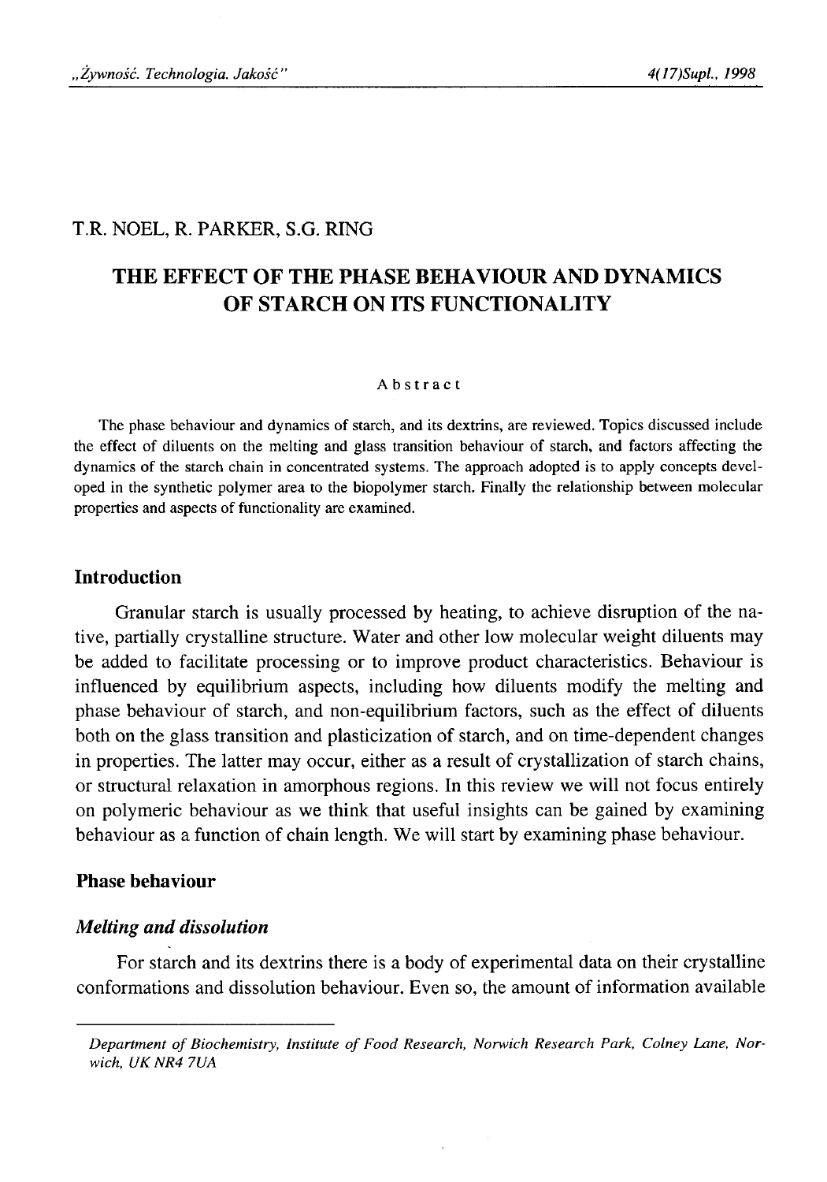T.R. NOEL, R. PARKER, S.G. RING

# THE EFFECT OF THE PHASE BEHAVIOUR AND DYNAMICS OF STARCH ON ITS FUNCTIONALITY

Abstract

The phase behaviour and dynamics of starch, and its dextrins, are reviewed. Topics discussed include the effect of diluents on the melting and glass transition behaviour of starch, and factors affecting the dynamics of the starch chain in concentrated systems. The approach adopted is to apply concepts developed in the synthetic polymer area to the biopolymer starch. Finally the relationship between molecular properties and aspects of functionality are examined.

## Introduction

Granular starch is usually processed by heating, to achieve disruption of the native, partially crystalline structure. Water and other low molecular weight diluents may be added to facilitate processing or to improve product characteristics. Behaviour is influenced by equilibrium aspects, including how diluents modify the melting and phase behaviour of starch, and non-equilibrium factors, such as the effect of diluents both on the glass transition and plasticization of starch, and on time-dependent changes in properties. The latter may occur, either as a result of crystallization of starch chains, or structural relaxation in amorphous regions. In this review we will not focus entirely on polymeric behaviour as we think that useful insights can be gained by examining behaviour as a function of chain length. We will start by examining phase behaviour.

## Phase behaviour

### *Melting and dissolution*

For starch and its dextrins there is a body of experimental data on their crystalline conformations and dissolution behaviour. Even so, the amount of information available

*Department of Biochemistry, Institute of Food Research, Norwich Research Park, Colney Lane, Norwich, UK NR4 7UA*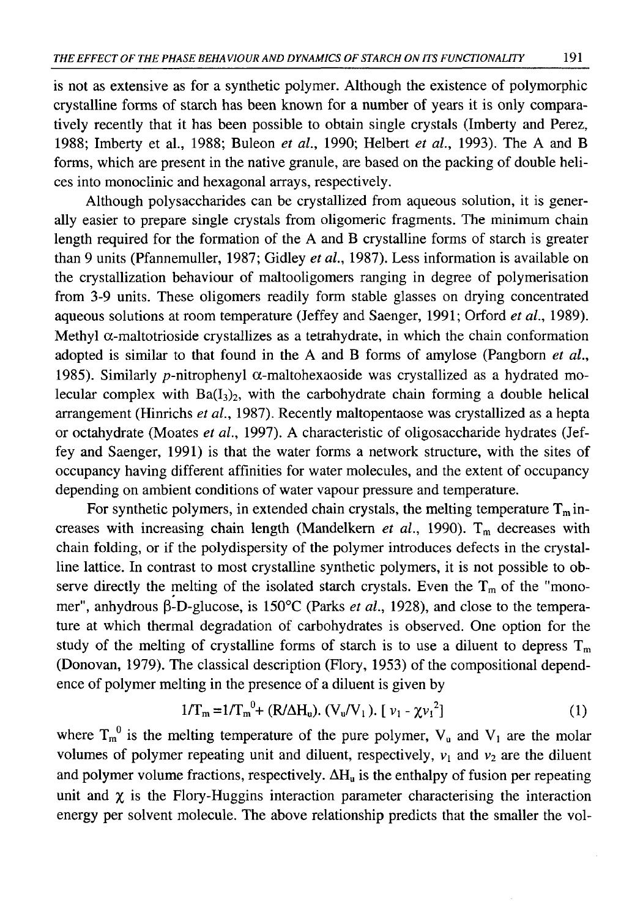is not as extensive as for a synthetic polymer. Although the existence of polymorphic crystalline forms of starch has been known for a number of years it is only comparatively recently that it has been possible to obtain single crystals (Imberty and Perez, 1988; Imberty et al., 1988; Buleon *et al.*, 1990; Helbert *et al.*, 1993). The A and B forms, which are present in the native granule, are based on the packing of double helices into monoclinic and hexagonal arrays, respectively.

Although polysaccharides can be crystallized from aqueous solution, it is generally easier to prepare single crystals from oligomeric fragments. The minimum chain length required for the formation of the A and B crystalline forms of starch is greater than 9 units (Pfannemuller, 1987; Gidley *et al.*, 1987). Less information is available on the crystallization behaviour of maltooligomers ranging in degree of polymerisation from 3-9 units. These oligomers readily form stable glasses on drying concentrated aqueous solutions at room temperature (Jeffey and Saenger, 1991; Orford *et al.*, 1989). Methyl α-maltotrioside crystallizes as a tetrahydrate, in which the chain conformation adopted is similar to that found in the A and B forms of amylose (Pangborn *et al.*, 1985). Similarly *p*-nitrophenyl α-maltohexaoside was crystallized as a hydrated molecular complex with $Ba(I_3)_2$, with the carbohydrate chain forming a double helical arrangement (Hinrichs *et al.*, 1987). Recently maltopentaose was crystallized as a hepta or octahydrate (Moates *et al.*, 1997). A characteristic of oligosaccharide hydrates (Jeffey and Saenger, 1991) is that the water forms a network structure, with the sites of occupancy having different affinities for water molecules, and the extent of occupancy depending on ambient conditions of water vapour pressure and temperature.

For synthetic polymers, in extended chain crystals, the melting temperature $T_m$ increases with increasing chain length (Mandelkern *et al.*, 1990). $T_m$ decreases with chain folding, or if the polydispersity of the polymer introduces defects in the crystalline lattice. In contrast to most crystalline synthetic polymers, it is not possible to observe directly the melting of the isolated starch crystals. Even the $T_m$ of the "monomer", anhydrous β-D-glucose, is 150°C (Parks *et al.*, 1928), and close to the temperature at which thermal degradation of carbohydrates is observed. One option for the study of the melting of crystalline forms of starch is to use a diluent to depress $T_m$ (Donovan, 1979). The classical description (Flory, 1953) of the compositional dependence of polymer melting in the presence of a diluent is given by

$$1/T_m = 1/T_m^0 + (R/\Delta H_u).(V_u/V_1).[\, v_1 - \chi v_1^2 ] \qquad (1)$$

where $T_m^0$ is the melting temperature of the pure polymer, $V_u$ and $V_1$ are the molar volumes of polymer repeating unit and diluent, respectively, $v_1$ and $v_2$ are the diluent and polymer volume fractions, respectively. $\Delta H_u$ is the enthalpy of fusion per repeating unit and $\chi$ is the Flory-Huggins interaction parameter characterising the interaction energy per solvent molecule. The above relationship predicts that the smaller the vol-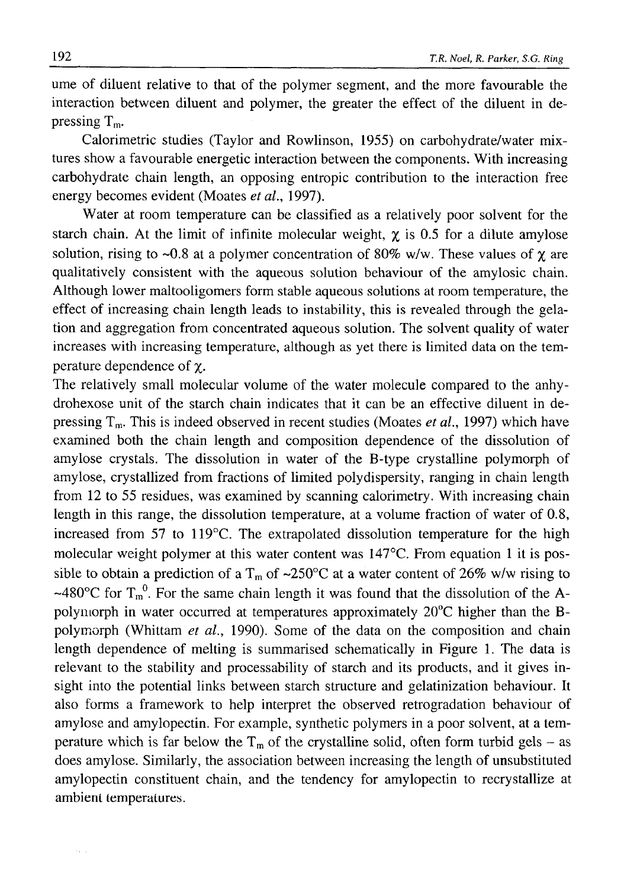ume of diluent relative to that of the polymer segment, and the more favourable the interaction between diluent and polymer, the greater the effect of the diluent in depressing $T_m$.

Calorimetric studies (Taylor and Rowlinson, 1955) on carbohydrate/water mixtures show a favourable energetic interaction between the components. With increasing carbohydrate chain length, an opposing entropic contribution to the interaction free energy becomes evident (Moates *et al.*, 1997).

Water at room temperature can be classified as a relatively poor solvent for the starch chain. At the limit of infinite molecular weight, $\chi$ is 0.5 for a dilute amylose solution, rising to ~0.8 at a polymer concentration of 80% w/w. These values of $\chi$ are qualitatively consistent with the aqueous solution behaviour of the amylosic chain. Although lower maltooligomers form stable aqueous solutions at room temperature, the effect of increasing chain length leads to instability, this is revealed through the gelation and aggregation from concentrated aqueous solution. The solvent quality of water increases with increasing temperature, although as yet there is limited data on the temperature dependence of $\chi$.

The relatively small molecular volume of the water molecule compared to the anhydrohexose unit of the starch chain indicates that it can be an effective diluent in depressing $T_m$. This is indeed observed in recent studies (Moates *et al.*, 1997) which have examined both the chain length and composition dependence of the dissolution of amylose crystals. The dissolution in water of the B-type crystalline polymorph of amylose, crystallized from fractions of limited polydispersity, ranging in chain length from 12 to 55 residues, was examined by scanning calorimetry. With increasing chain length in this range, the dissolution temperature, at a volume fraction of water of 0.8, increased from 57 to 119°C. The extrapolated dissolution temperature for the high molecular weight polymer at this water content was 147°C. From equation 1 it is possible to obtain a prediction of a $T_m$ of ~250°C at a water content of 26% w/w rising to ~480°C for $T_m^0$. For the same chain length it was found that the dissolution of the A-polymorph in water occurred at temperatures approximately 20°C higher than the B-polymorph (Whittam *et al.*, 1990). Some of the data on the composition and chain length dependence of melting is summarised schematically in Figure 1. The data is relevant to the stability and processability of starch and its products, and it gives insight into the potential links between starch structure and gelatinization behaviour. It also forms a framework to help interpret the observed retrogradation behaviour of amylose and amylopectin. For example, synthetic polymers in a poor solvent, at a temperature which is far below the $T_m$ of the crystalline solid, often form turbid gels – as does amylose. Similarly, the association between increasing the length of unsubstituted amylopectin constituent chain, and the tendency for amylopectin to recrystallize at ambient temperatures.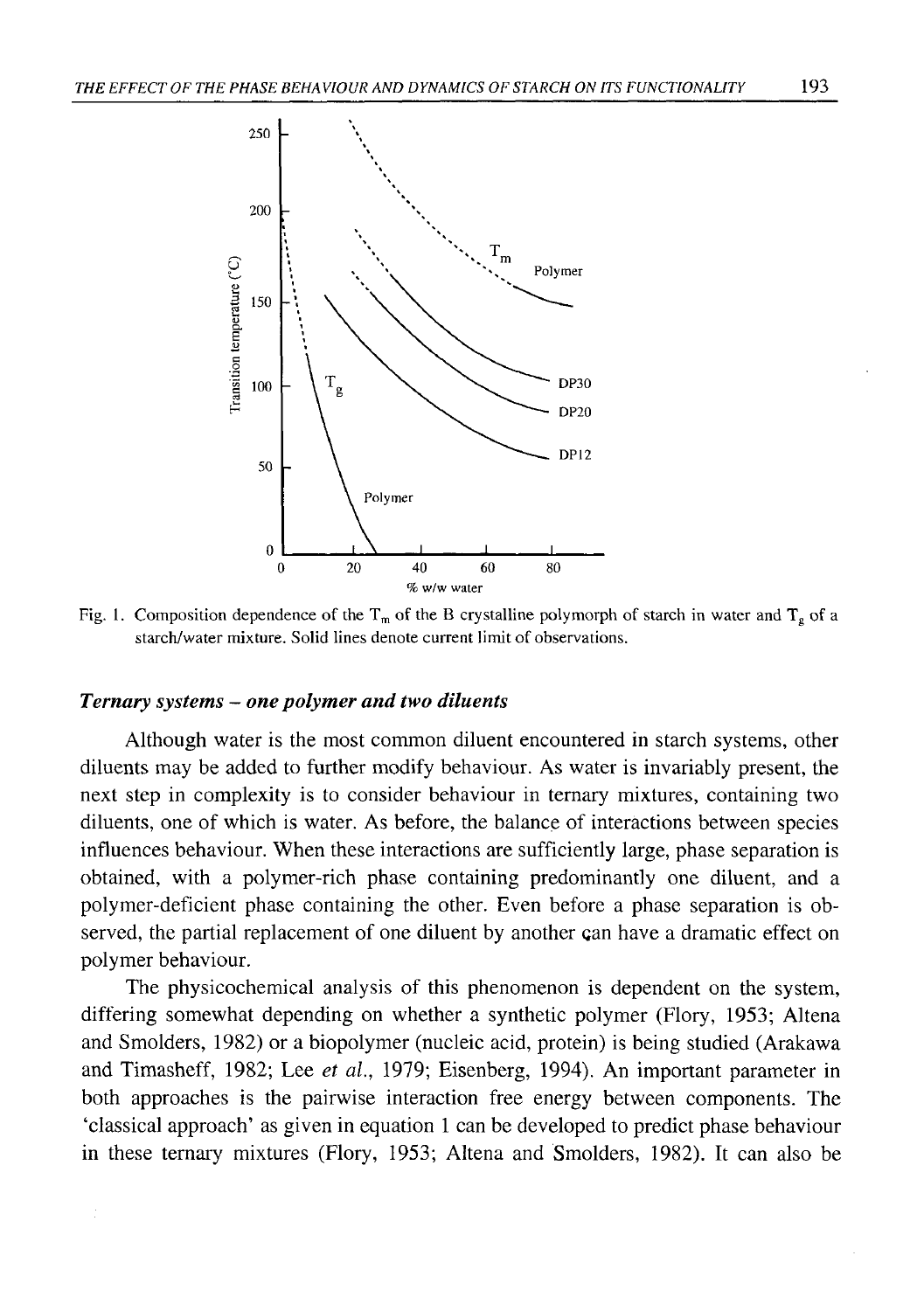Fig. 1. Composition dependence of the $T_m$ of the B crystalline polymorph of starch in water and $T_g$ of a starch/water mixture. Solid lines denote current limit of observations.

### *Ternary systems – one polymer and two diluents*

Although water is the most common diluent encountered in starch systems, other diluents may be added to further modify behaviour. As water is invariably present, the next step in complexity is to consider behaviour in ternary mixtures, containing two diluents, one of which is water. As before, the balance of interactions between species influences behaviour. When these interactions are sufficiently large, phase separation is obtained, with a polymer-rich phase containing predominantly one diluent, and a polymer-deficient phase containing the other. Even before a phase separation is observed, the partial replacement of one diluent by another can have a dramatic effect on polymer behaviour.

The physicochemical analysis of this phenomenon is dependent on the system, differing somewhat depending on whether a synthetic polymer (Flory, 1953; Altena and Smolders, 1982) or a biopolymer (nucleic acid, protein) is being studied (Arakawa and Timasheff, 1982; Lee *et al.*, 1979; Eisenberg, 1994). An important parameter in both approaches is the pairwise interaction free energy between components. The 'classical approach' as given in equation 1 can be developed to predict phase behaviour in these ternary mixtures (Flory, 1953; Altena and Smolders, 1982). It can also be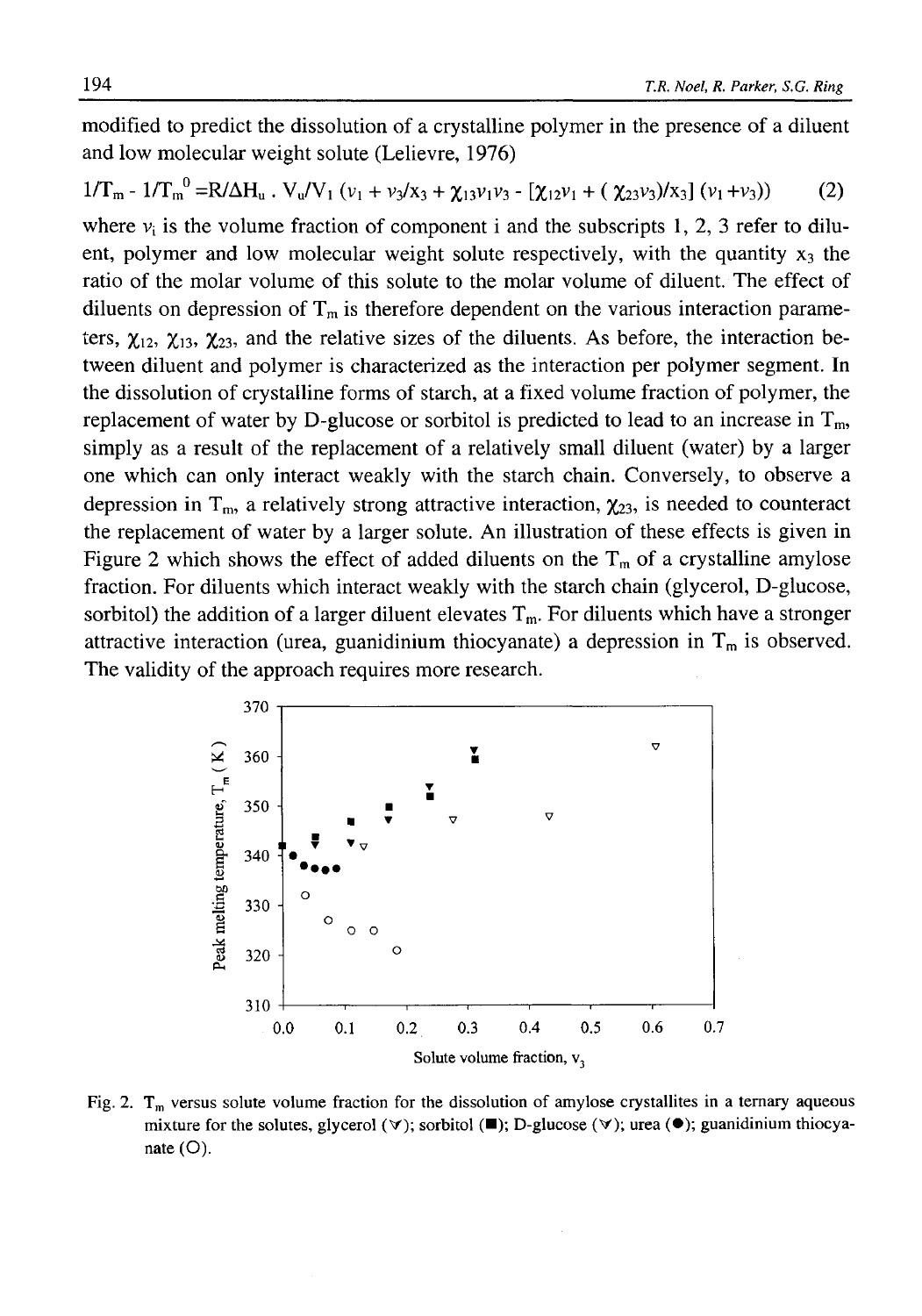modified to predict the dissolution of a crystalline polymer in the presence of a diluent and low molecular weight solute (Lelievre, 1976)

$$1/T_m - 1/T_m^0 = R/\Delta H_u \, . \, V_u/V_1 \, (v_1 + v_3/x_3 + \chi_{13}v_1v_3 - [\chi_{12}v_1 + (\chi_{23}v_3)/x_3] \, (v_1 + v_3)) \tag{2}$$

where $v_i$ is the volume fraction of component i and the subscripts 1, 2, 3 refer to diluent, polymer and low molecular weight solute respectively, with the quantity $x_3$ the ratio of the molar volume of this solute to the molar volume of diluent. The effect of diluents on depression of $T_m$ is therefore dependent on the various interaction parameters, $\chi_{12}$, $\chi_{13}$, $\chi_{23}$, and the relative sizes of the diluents. As before, the interaction between diluent and polymer is characterized as the interaction per polymer segment. In the dissolution of crystalline forms of starch, at a fixed volume fraction of polymer, the replacement of water by D-glucose or sorbitol is predicted to lead to an increase in $T_m$, simply as a result of the replacement of a relatively small diluent (water) by a larger one which can only interact weakly with the starch chain. Conversely, to observe a depression in $T_m$, a relatively strong attractive interaction, $\chi_{23}$, is needed to counteract the replacement of water by a larger solute. An illustration of these effects is given in Figure 2 which shows the effect of added diluents on the $T_m$ of a crystalline amylose fraction. For diluents which interact weakly with the starch chain (glycerol, D-glucose, sorbitol) the addition of a larger diluent elevates $T_m$. For diluents which have a stronger attractive interaction (urea, guanidinium thiocyanate) a depression in $T_m$ is observed. The validity of the approach requires more research.

Fig. 2. $T_m$ versus solute volume fraction for the dissolution of amylose crystallites in a ternary aqueous mixture for the solutes, glycerol (▼); sorbitol (■); D-glucose (▽); urea (●); guanidinium thiocyanate (O).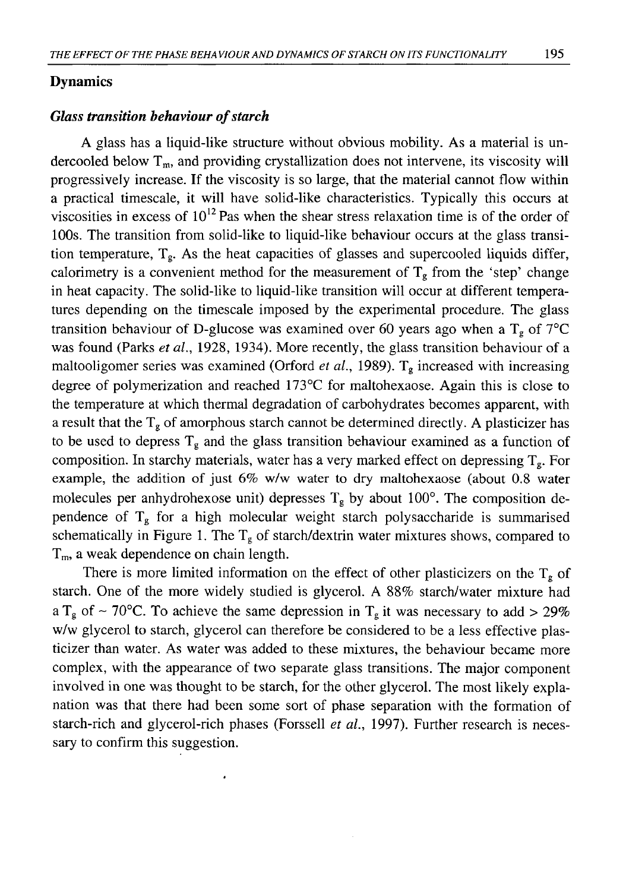## Dynamics

### *Glass transition behaviour of starch*

A glass has a liquid-like structure without obvious mobility. As a material is undercooled below $T_m$, and providing crystallization does not intervene, its viscosity will progressively increase. If the viscosity is so large, that the material cannot flow within a practical timescale, it will have solid-like characteristics. Typically this occurs at viscosities in excess of $10^{12}$ Pas when the shear stress relaxation time is of the order of 100s. The transition from solid-like to liquid-like behaviour occurs at the glass transition temperature, $T_g$. As the heat capacities of glasses and supercooled liquids differ, calorimetry is a convenient method for the measurement of $T_g$ from the 'step' change in heat capacity. The solid-like to liquid-like transition will occur at different temperatures depending on the timescale imposed by the experimental procedure. The glass transition behaviour of D-glucose was examined over 60 years ago when a $T_g$ of 7°C was found (Parks *et al.*, 1928, 1934). More recently, the glass transition behaviour of a maltooligomer series was examined (Orford *et al.*, 1989). $T_g$ increased with increasing degree of polymerization and reached 173°C for maltohexaose. Again this is close to the temperature at which thermal degradation of carbohydrates becomes apparent, with a result that the $T_g$ of amorphous starch cannot be determined directly. A plasticizer has to be used to depress $T_g$ and the glass transition behaviour examined as a function of composition. In starchy materials, water has a very marked effect on depressing $T_g$. For example, the addition of just 6% w/w water to dry maltohexaose (about 0.8 water molecules per anhydrohexose unit) depresses $T_g$ by about 100°. The composition dependence of $T_g$ for a high molecular weight starch polysaccharide is summarised schematically in Figure 1. The $T_g$ of starch/dextrin water mixtures shows, compared to $T_m$, a weak dependence on chain length.

There is more limited information on the effect of other plasticizers on the $T_g$ of starch. One of the more widely studied is glycerol. A 88% starch/water mixture had a $T_g$ of ~ 70°C. To achieve the same depression in $T_g$ it was necessary to add > 29% w/w glycerol to starch, glycerol can therefore be considered to be a less effective plasticizer than water. As water was added to these mixtures, the behaviour became more complex, with the appearance of two separate glass transitions. The major component involved in one was thought to be starch, for the other glycerol. The most likely explanation was that there had been some sort of phase separation with the formation of starch-rich and glycerol-rich phases (Forssell *et al.*, 1997). Further research is necessary to confirm this suggestion.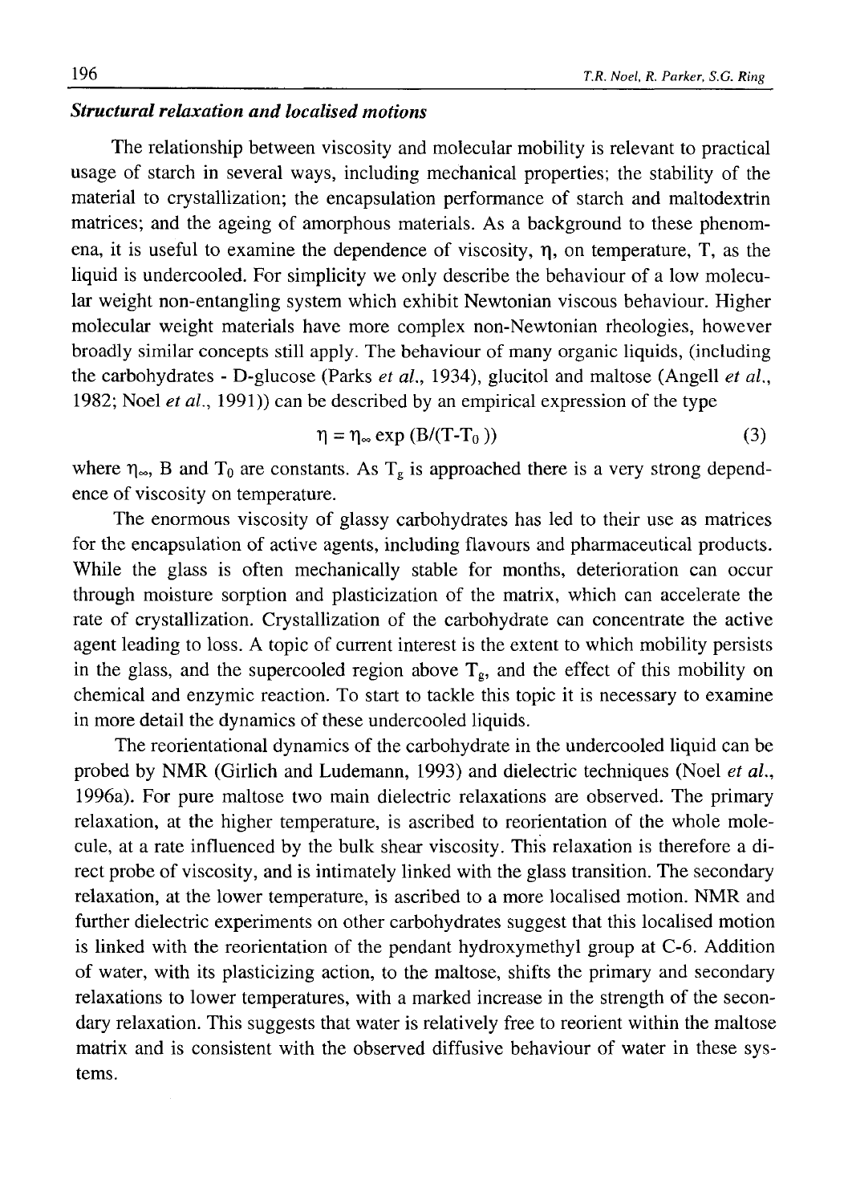### *Structural relaxation and localised motions*

The relationship between viscosity and molecular mobility is relevant to practical usage of starch in several ways, including mechanical properties; the stability of the material to crystallization; the encapsulation performance of starch and maltodextrin matrices; and the ageing of amorphous materials. As a background to these phenomena, it is useful to examine the dependence of viscosity, $\eta$, on temperature, T, as the liquid is undercooled. For simplicity we only describe the behaviour of a low molecular weight non-entangling system which exhibit Newtonian viscous behaviour. Higher molecular weight materials have more complex non-Newtonian rheologies, however broadly similar concepts still apply. The behaviour of many organic liquids, (including the carbohydrates - D-glucose (Parks *et al.*, 1934), glucitol and maltose (Angell *et al.*, 1982; Noel *et al.*, 1991)) can be described by an empirical expression of the type

$$\eta = \eta_{\infty} \exp \left(B/(T-T_0)\right) \tag{3}$$

where $\eta_{\infty}$, B and $T_0$ are constants. As $T_g$ is approached there is a very strong dependence of viscosity on temperature.

The enormous viscosity of glassy carbohydrates has led to their use as matrices for the encapsulation of active agents, including flavours and pharmaceutical products. While the glass is often mechanically stable for months, deterioration can occur through moisture sorption and plasticization of the matrix, which can accelerate the rate of crystallization. Crystallization of the carbohydrate can concentrate the active agent leading to loss. A topic of current interest is the extent to which mobility persists in the glass, and the supercooled region above $T_g$, and the effect of this mobility on chemical and enzymic reaction. To start to tackle this topic it is necessary to examine in more detail the dynamics of these undercooled liquids.

The reorientational dynamics of the carbohydrate in the undercooled liquid can be probed by NMR (Girlich and Ludemann, 1993) and dielectric techniques (Noel *et al.*, 1996a). For pure maltose two main dielectric relaxations are observed. The primary relaxation, at the higher temperature, is ascribed to reorientation of the whole molecule, at a rate influenced by the bulk shear viscosity. This relaxation is therefore a direct probe of viscosity, and is intimately linked with the glass transition. The secondary relaxation, at the lower temperature, is ascribed to a more localised motion. NMR and further dielectric experiments on other carbohydrates suggest that this localised motion is linked with the reorientation of the pendant hydroxymethyl group at C-6. Addition of water, with its plasticizing action, to the maltose, shifts the primary and secondary relaxations to lower temperatures, with a marked increase in the strength of the secondary relaxation. This suggests that water is relatively free to reorient within the maltose matrix and is consistent with the observed diffusive behaviour of water in these systems.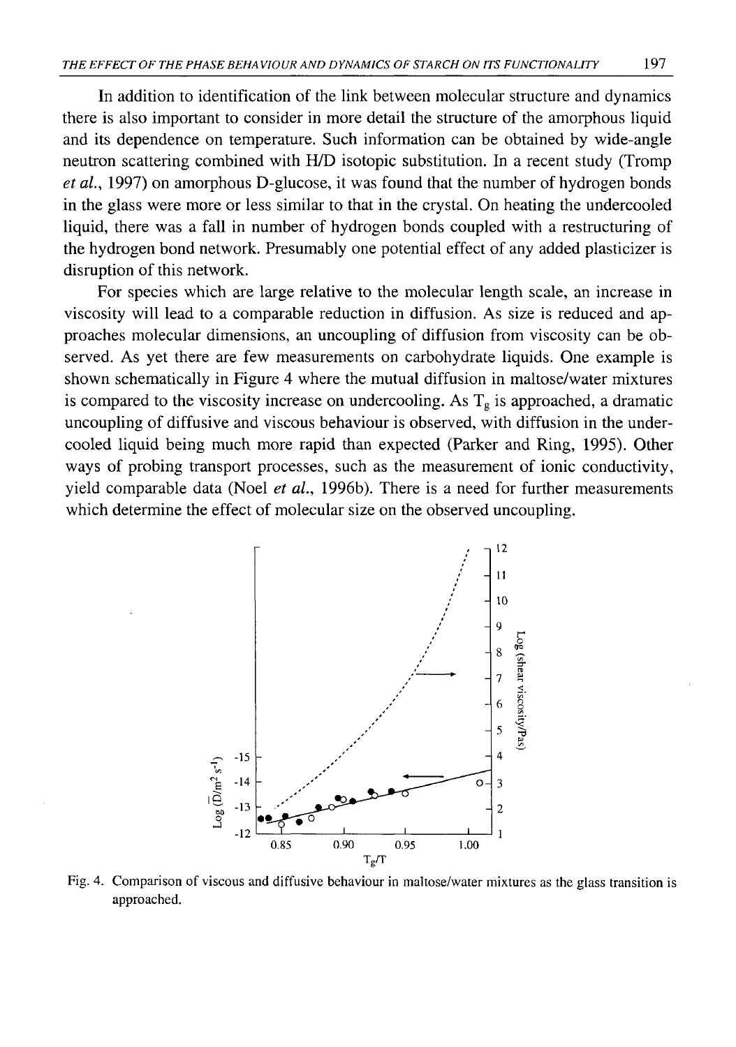In addition to identification of the link between molecular structure and dynamics there is also important to consider in more detail the structure of the amorphous liquid and its dependence on temperature. Such information can be obtained by wide-angle neutron scattering combined with H/D isotopic substitution. In a recent study (Tromp *et al.*, 1997) on amorphous D-glucose, it was found that the number of hydrogen bonds in the glass were more or less similar to that in the crystal. On heating the undercooled liquid, there was a fall in number of hydrogen bonds coupled with a restructuring of the hydrogen bond network. Presumably one potential effect of any added plasticizer is disruption of this network.

For species which are large relative to the molecular length scale, an increase in viscosity will lead to a comparable reduction in diffusion. As size is reduced and approaches molecular dimensions, an uncoupling of diffusion from viscosity can be observed. As yet there are few measurements on carbohydrate liquids. One example is shown schematically in Figure 4 where the mutual diffusion in maltose/water mixtures is compared to the viscosity increase on undercooling. As $T_g$ is approached, a dramatic uncoupling of diffusive and viscous behaviour is observed, with diffusion in the undercooled liquid being much more rapid than expected (Parker and Ring, 1995). Other ways of probing transport processes, such as the measurement of ionic conductivity, yield comparable data (Noel *et al.*, 1996b). There is a need for further measurements which determine the effect of molecular size on the observed uncoupling.

Fig. 4. Comparison of viscous and diffusive behaviour in maltose/water mixtures as the glass transition is approached.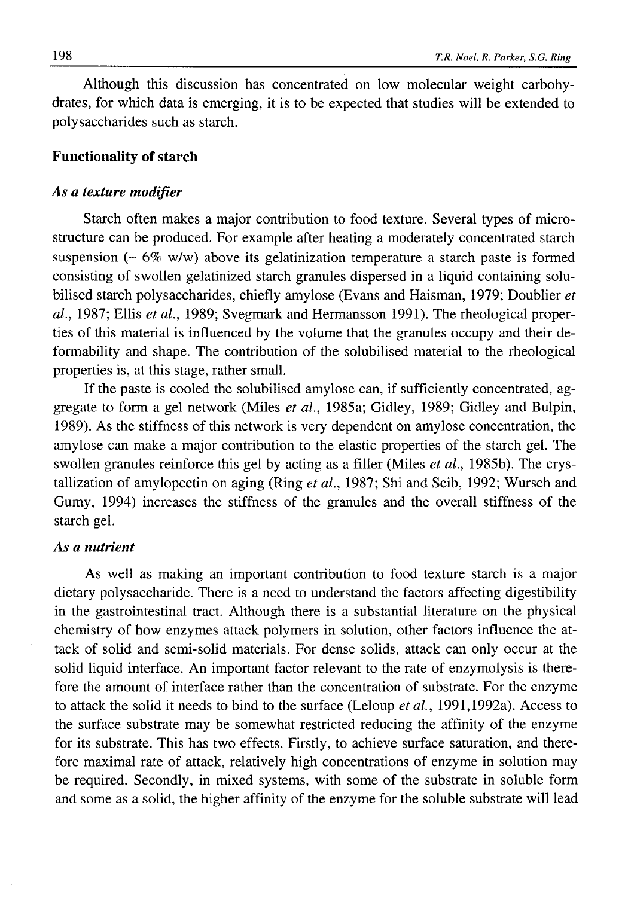Although this discussion has concentrated on low molecular weight carbohydrates, for which data is emerging, it is to be expected that studies will be extended to polysaccharides such as starch.

## Functionality of starch

### *As a texture modifier*

Starch often makes a major contribution to food texture. Several types of microstructure can be produced. For example after heating a moderately concentrated starch suspension (~ 6% w/w) above its gelatinization temperature a starch paste is formed consisting of swollen gelatinized starch granules dispersed in a liquid containing solubilised starch polysaccharides, chiefly amylose (Evans and Haisman, 1979; Doublier *et al.*, 1987; Ellis *et al.*, 1989; Svegmark and Hermansson 1991). The rheological properties of this material is influenced by the volume that the granules occupy and their deformability and shape. The contribution of the solubilised material to the rheological properties is, at this stage, rather small.

If the paste is cooled the solubilised amylose can, if sufficiently concentrated, aggregate to form a gel network (Miles *et al.*, 1985a; Gidley, 1989; Gidley and Bulpin, 1989). As the stiffness of this network is very dependent on amylose concentration, the amylose can make a major contribution to the elastic properties of the starch gel. The swollen granules reinforce this gel by acting as a filler (Miles *et al.*, 1985b). The crystallization of amylopectin on aging (Ring *et al.*, 1987; Shi and Seib, 1992; Wursch and Gumy, 1994) increases the stiffness of the granules and the overall stiffness of the starch gel.

### *As a nutrient*

As well as making an important contribution to food texture starch is a major dietary polysaccharide. There is a need to understand the factors affecting digestibility in the gastrointestinal tract. Although there is a substantial literature on the physical chemistry of how enzymes attack polymers in solution, other factors influence the attack of solid and semi-solid materials. For dense solids, attack can only occur at the solid liquid interface. An important factor relevant to the rate of enzymolysis is therefore the amount of interface rather than the concentration of substrate. For the enzyme to attack the solid it needs to bind to the surface (Leloup *et al.*, 1991,1992a). Access to the surface substrate may be somewhat restricted reducing the affinity of the enzyme for its substrate. This has two effects. Firstly, to achieve surface saturation, and therefore maximal rate of attack, relatively high concentrations of enzyme in solution may be required. Secondly, in mixed systems, with some of the substrate in soluble form and some as a solid, the higher affinity of the enzyme for the soluble substrate will lead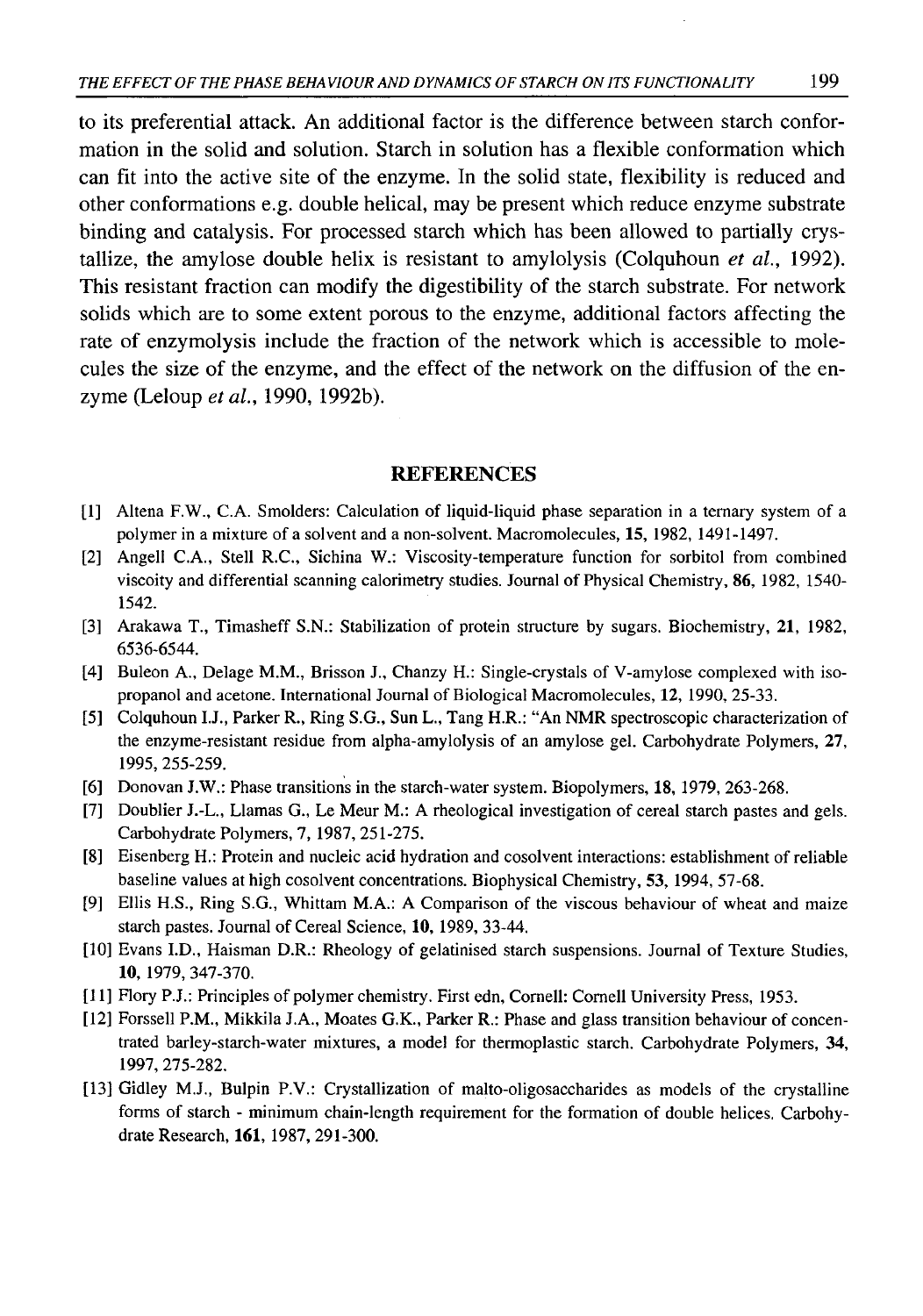to its preferential attack. An additional factor is the difference between starch conformation in the solid and solution. Starch in solution has a flexible conformation which can fit into the active site of the enzyme. In the solid state, flexibility is reduced and other conformations e.g. double helical, may be present which reduce enzyme substrate binding and catalysis. For processed starch which has been allowed to partially crystallize, the amylose double helix is resistant to amylolysis (Colquhoun *et al.*, 1992). This resistant fraction can modify the digestibility of the starch substrate. For network solids which are to some extent porous to the enzyme, additional factors affecting the rate of enzymolysis include the fraction of the network which is accessible to molecules the size of the enzyme, and the effect of the network on the diffusion of the enzyme (Leloup *et al.*, 1990, 1992b).

## REFERENCES

[1] Altena F.W., C.A. Smolders: Calculation of liquid-liquid phase separation in a ternary system of a polymer in a mixture of a solvent and a non-solvent. Macromolecules, **15**, 1982, 1491-1497.

[2] Angell C.A., Stell R.C., Sichina W.: Viscosity-temperature function for sorbitol from combined viscoity and differential scanning calorimetry studies. Journal of Physical Chemistry, **86**, 1982, 1540-1542.

[3] Arakawa T., Timasheff S.N.: Stabilization of protein structure by sugars. Biochemistry, **21**, 1982, 6536-6544.

[4] Buleon A., Delage M.M., Brisson J., Chanzy H.: Single-crystals of V-amylose complexed with isopropanol and acetone. International Journal of Biological Macromolecules, **12**, 1990, 25-33.

[5] Colquhoun I.J., Parker R., Ring S.G., Sun L., Tang H.R.: "An NMR spectroscopic characterization of the enzyme-resistant residue from alpha-amylolysis of an amylose gel. Carbohydrate Polymers, **27**, 1995, 255-259.

[6] Donovan J.W.: Phase transitions in the starch-water system. Biopolymers, **18**, 1979, 263-268.

[7] Doublier J.-L., Llamas G., Le Meur M.: A rheological investigation of cereal starch pastes and gels. Carbohydrate Polymers, **7**, 1987, 251-275.

[8] Eisenberg H.: Protein and nucleic acid hydration and cosolvent interactions: establishment of reliable baseline values at high cosolvent concentrations. Biophysical Chemistry, **53**, 1994, 57-68.

[9] Ellis H.S., Ring S.G., Whittam M.A.: A Comparison of the viscous behaviour of wheat and maize starch pastes. Journal of Cereal Science, **10**, 1989, 33-44.

[10] Evans I.D., Haisman D.R.: Rheology of gelatinised starch suspensions. Journal of Texture Studies, **10**, 1979, 347-370.

[11] Flory P.J.: Principles of polymer chemistry. First edn, Cornell: Cornell University Press, 1953.

[12] Forssell P.M., Mikkila J.A., Moates G.K., Parker R.: Phase and glass transition behaviour of concentrated barley-starch-water mixtures, a model for thermoplastic starch. Carbohydrate Polymers, **34**, 1997, 275-282.

[13] Gidley M.J., Bulpin P.V.: Crystallization of malto-oligosaccharides as models of the crystalline forms of starch - minimum chain-length requirement for the formation of double helices. Carbohydrate Research, **161**, 1987, 291-300.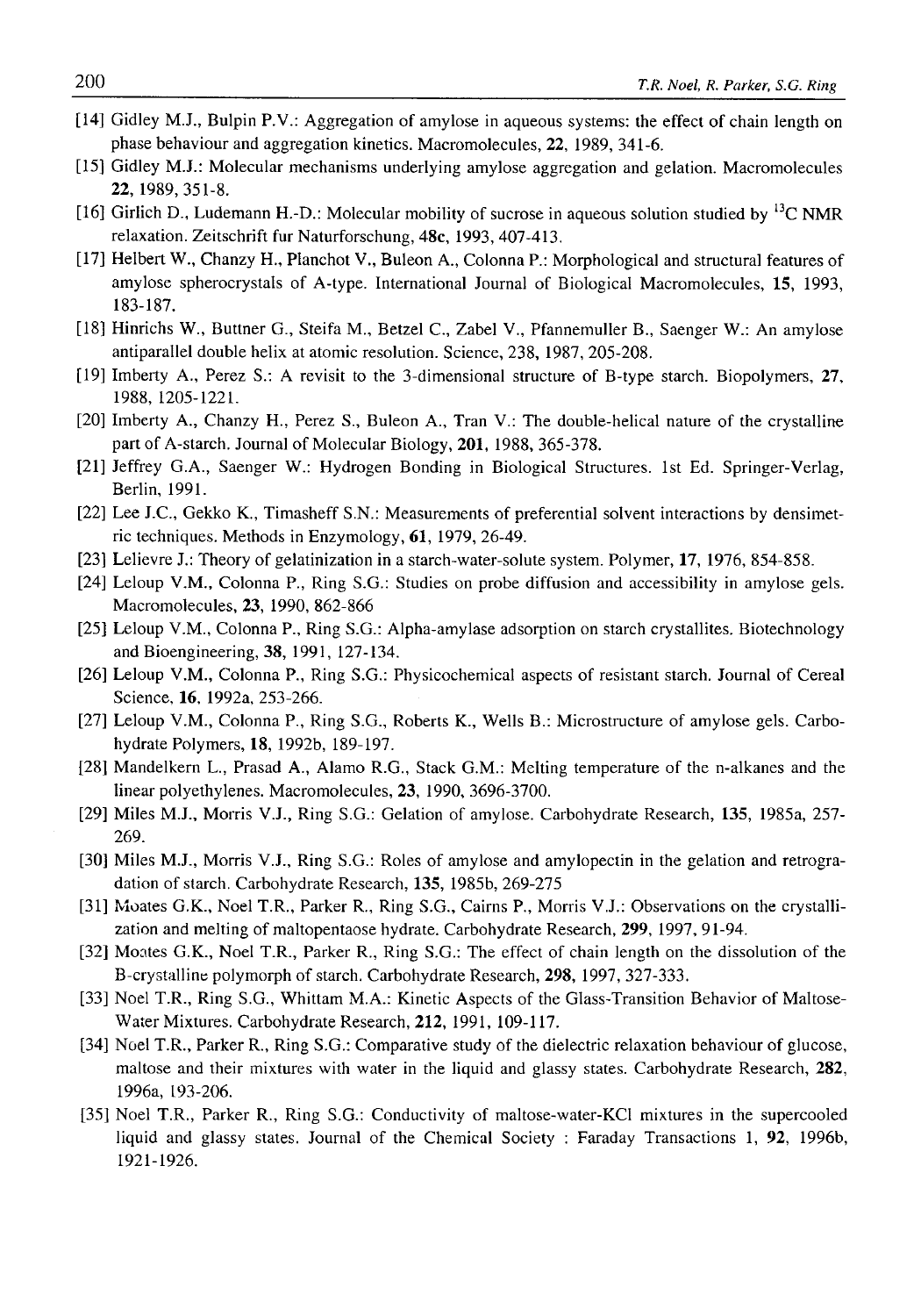[14] Gidley M.J., Bulpin P.V.: Aggregation of amylose in aqueous systems: the effect of chain length on phase behaviour and aggregation kinetics. Macromolecules, **22**, 1989, 341-6.

[15] Gidley M.J.: Molecular mechanisms underlying amylose aggregation and gelation. Macromolecules **22**, 1989, 351-8.

[16] Girlich D., Ludemann H.-D.: Molecular mobility of sucrose in aqueous solution studied by $^{13}C$ NMR relaxation. Zeitschrift fur Naturforschung, **48c**, 1993, 407-413.

[17] Helbert W., Chanzy H., Planchot V., Buleon A., Colonna P.: Morphological and structural features of amylose spherocrystals of A-type. International Journal of Biological Macromolecules, **15**, 1993, 183-187.

[18] Hinrichs W., Buttner G., Steifa M., Betzel C., Zabel V., Pfannemuller B., Saenger W.: An amylose antiparallel double helix at atomic resolution. Science, 238, 1987, 205-208.

[19] Imberty A., Perez S.: A revisit to the 3-dimensional structure of B-type starch. Biopolymers, **27**, 1988, 1205-1221.

[20] Imberty A., Chanzy H., Perez S., Buleon A., Tran V.: The double-helical nature of the crystalline part of A-starch. Journal of Molecular Biology, **201**, 1988, 365-378.

[21] Jeffrey G.A., Saenger W.: Hydrogen Bonding in Biological Structures. 1st Ed. Springer-Verlag, Berlin, 1991.

[22] Lee J.C., Gekko K., Timasheff S.N.: Measurements of preferential solvent interactions by densimetric techniques. Methods in Enzymology, **61**, 1979, 26-49.

[23] Lelievre J.: Theory of gelatinization in a starch-water-solute system. Polymer, **17**, 1976, 854-858.

[24] Leloup V.M., Colonna P., Ring S.G.: Studies on probe diffusion and accessibility in amylose gels. Macromolecules, **23**, 1990, 862-866

[25] Leloup V.M., Colonna P., Ring S.G.: Alpha-amylase adsorption on starch crystallites. Biotechnology and Bioengineering, **38**, 1991, 127-134.

[26] Leloup V.M., Colonna P., Ring S.G.: Physicochemical aspects of resistant starch. Journal of Cereal Science, **16**, 1992a, 253-266.

[27] Leloup V.M., Colonna P., Ring S.G., Roberts K., Wells B.: Microstructure of amylose gels. Carbohydrate Polymers, **18**, 1992b, 189-197.

[28] Mandelkern L., Prasad A., Alamo R.G., Stack G.M.: Melting temperature of the n-alkanes and the linear polyethylenes. Macromolecules, **23**, 1990, 3696-3700.

[29] Miles M.J., Morris V.J., Ring S.G.: Gelation of amylose. Carbohydrate Research, **135**, 1985a, 257-269.

[30] Miles M.J., Morris V.J., Ring S.G.: Roles of amylose and amylopectin in the gelation and retrogradation of starch. Carbohydrate Research, **135**, 1985b, 269-275

[31] Moates G.K., Noel T.R., Parker R., Ring S.G., Cairns P., Morris V.J.: Observations on the crystallization and melting of maltopentaose hydrate. Carbohydrate Research, **299**, 1997, 91-94.

[32] Moates G.K., Noel T.R., Parker R., Ring S.G.: The effect of chain length on the dissolution of the B-crystalline polymorph of starch. Carbohydrate Research, **298**, 1997, 327-333.

[33] Noel T.R., Ring S.G., Whittam M.A.: Kinetic Aspects of the Glass-Transition Behavior of Maltose-Water Mixtures. Carbohydrate Research, **212**, 1991, 109-117.

[34] Noel T.R., Parker R., Ring S.G.: Comparative study of the dielectric relaxation behaviour of glucose, maltose and their mixtures with water in the liquid and glassy states. Carbohydrate Research, **282**, 1996a, 193-206.

[35] Noel T.R., Parker R., Ring S.G.: Conductivity of maltose-water-KCl mixtures in the supercooled liquid and glassy states. Journal of the Chemical Society : Faraday Transactions 1, **92**, 1996b, 1921-1926.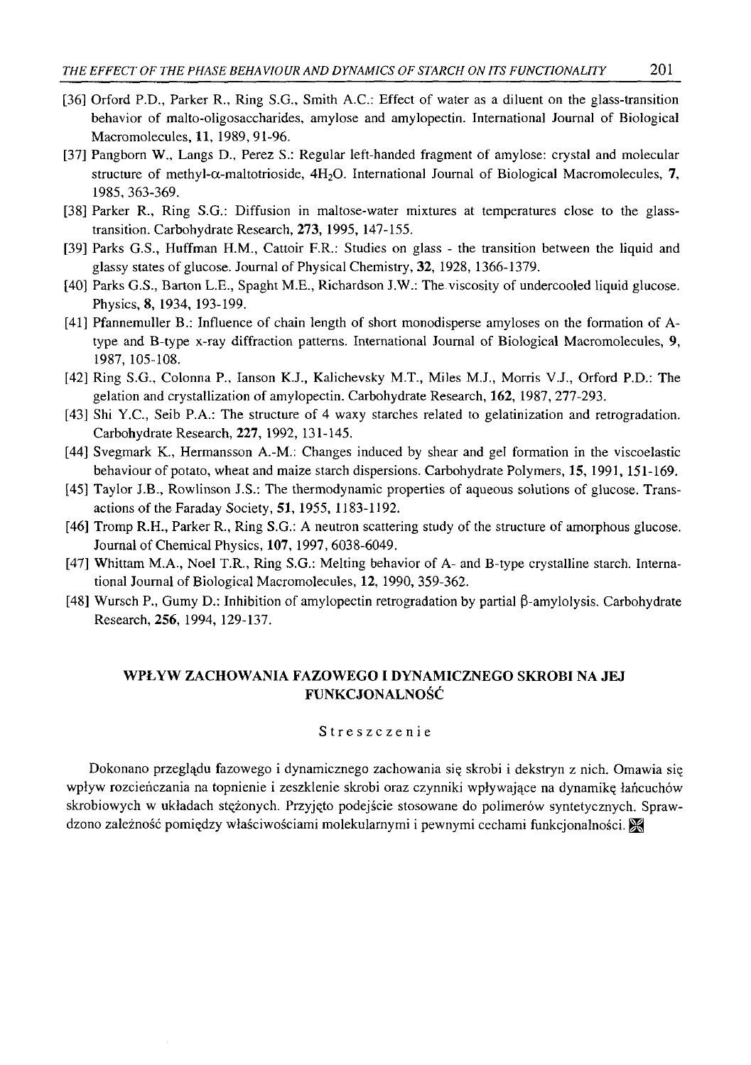[36] Orford P.D., Parker R., Ring S.G., Smith A.C.: Effect of water as a diluent on the glass-transition behavior of malto-oligosaccharides, amylose and amylopectin. International Journal of Biological Macromolecules, **11**, 1989, 91-96.

[37] Pangborn W., Langs D., Perez S.: Regular left-handed fragment of amylose: crystal and molecular structure of methyl-α-maltotrioside, $4H_2O$. International Journal of Biological Macromolecules, **7**, 1985, 363-369.

[38] Parker R., Ring S.G.: Diffusion in maltose-water mixtures at temperatures close to the glass-transition. Carbohydrate Research, **273**, 1995, 147-155.

[39] Parks G.S., Huffman H.M., Cattoir F.R.: Studies on glass - the transition between the liquid and glassy states of glucose. Journal of Physical Chemistry, **32**, 1928, 1366-1379.

[40] Parks G.S., Barton L.E., Spaght M.E., Richardson J.W.: The viscosity of undercooled liquid glucose. Physics, **8**, 1934, 193-199.

[41] Pfannemuller B.: Influence of chain length of short monodisperse amyloses on the formation of A-type and B-type x-ray diffraction patterns. International Journal of Biological Macromolecules, **9**, 1987, 105-108.

[42] Ring S.G., Colonna P., Ianson K.J., Kalichevsky M.T., Miles M.J., Morris V.J., Orford P.D.: The gelation and crystallization of amylopectin. Carbohydrate Research, **162**, 1987, 277-293.

[43] Shi Y.C., Seib P.A.: The structure of 4 waxy starches related to gelatinization and retrogradation. Carbohydrate Research, **227**, 1992, 131-145.

[44] Svegmark K., Hermansson A.-M.: Changes induced by shear and gel formation in the viscoelastic behaviour of potato, wheat and maize starch dispersions. Carbohydrate Polymers, **15**, 1991, 151-169.

[45] Taylor J.B., Rowlinson J.S.: The thermodynamic properties of aqueous solutions of glucose. Transactions of the Faraday Society, **51**, 1955, 1183-1192.

[46] Tromp R.H., Parker R., Ring S.G.: A neutron scattering study of the structure of amorphous glucose. Journal of Chemical Physics, **107**, 1997, 6038-6049.

[47] Whittam M.A., Noel T.R., Ring S.G.: Melting behavior of A- and B-type crystalline starch. International Journal of Biological Macromolecules, **12**, 1990, 359-362.

[48] Wursch P., Gumy D.: Inhibition of amylopectin retrogradation by partial β-amylolysis. Carbohydrate Research, **256**, 1994, 129-137.

## WPŁYW ZACHOWANIA FAZOWEGO I DYNAMICZNEGO SKROBI NA JEJ FUNKCJONALNOŚĆ

### Streszczenie

Dokonano przeglądu fazowego i dynamicznego zachowania się skrobi i dekstryn z nich. Omawia się wpływ rozcieńczania na topnienie i zeszklenie skrobi oraz czynniki wpływające na dynamikę łańcuchów skrobiowych w układach stężonych. Przyjęto podejście stosowane do polimerów syntetycznych. Sprawdzono zależność pomiędzy właściwościami molekularnymi i pewnymi cechami funkcjonalności.